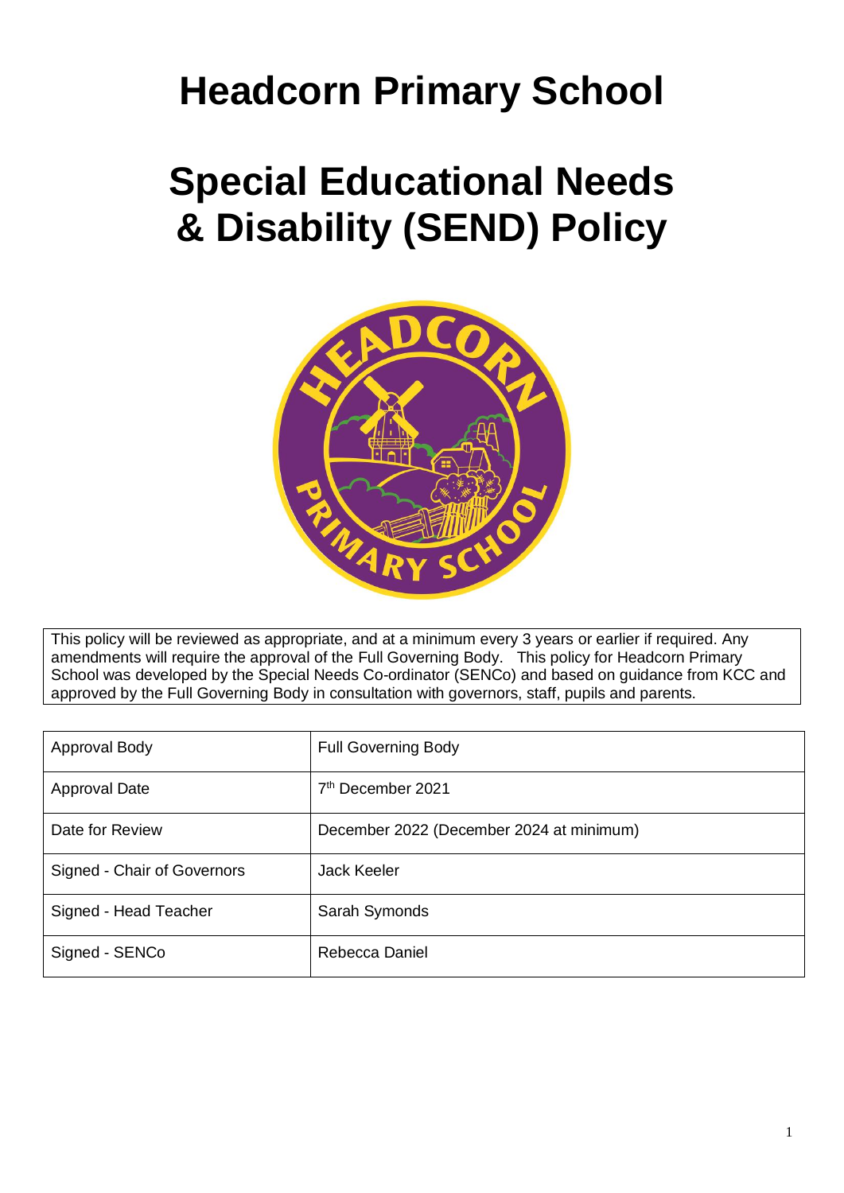# Headcorn Primary School

# Special Educational Needs & Disability (SEND) Policy

This policy will be reviewed as appropriate, and at a minimum every 3 years or earlier if required. Any amendments will require the approval of the Full Governing Body. This policy for Headcorn Primary School was developed by the Special Needs Co-ordinator (SENCo) and based on guidance from KCC and approved by the Full Governing Body in consultation with governors, staff, pupils and parents.

| Approval Body | Full Governing Body |
| --- | --- |
| Approval Date | 7th December 2021 |
| Date for Review | December 2022 (December 2024 at minimum) |
| Signed - Chair of Governors | Jack Keeler |
| Signed - Head Teacher | Sarah Symonds |
| Signed - SENCo | Rebecca Daniel |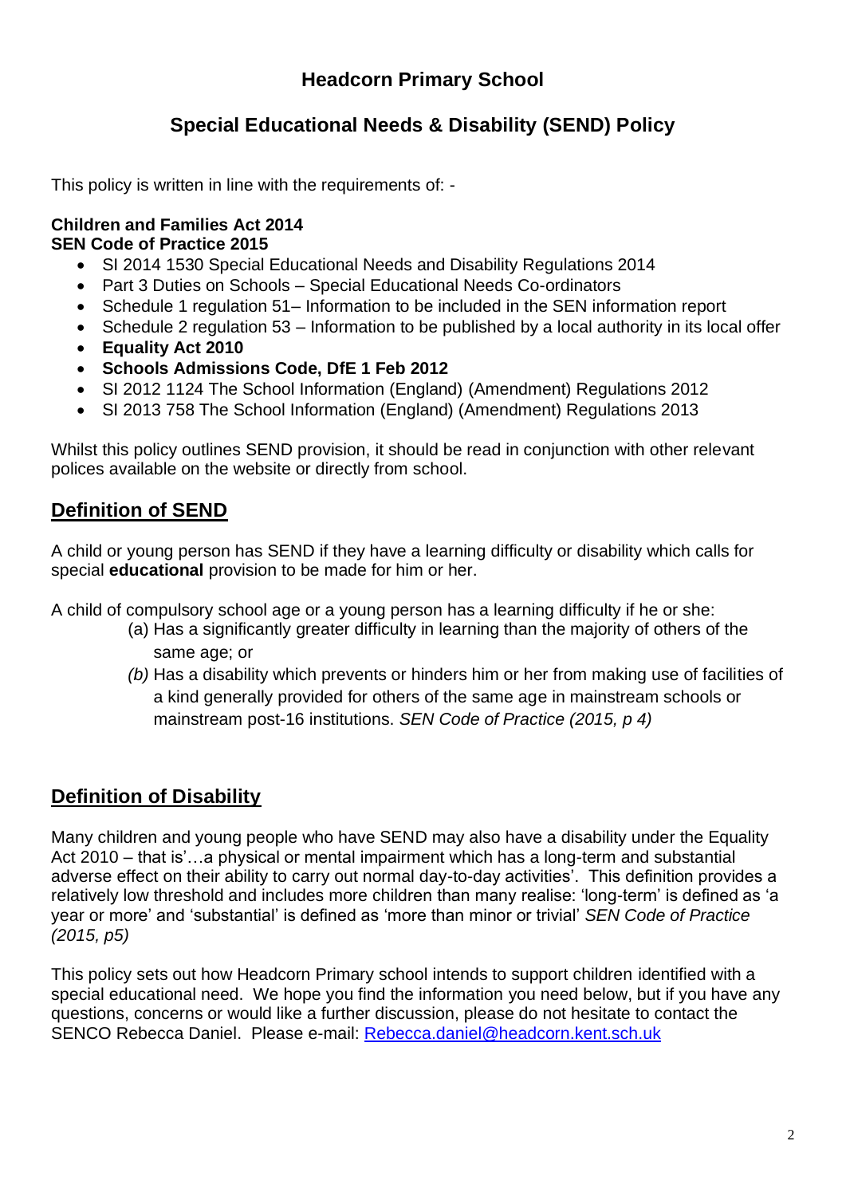# Headcorn Primary School

## Special Educational Needs & Disability (SEND) Policy

This policy is written in line with the requirements of: -

**Children and Families Act 2014**
**SEN Code of Practice 2015**

- SI 2014 1530 Special Educational Needs and Disability Regulations 2014
- Part 3 Duties on Schools – Special Educational Needs Co-ordinators
- Schedule 1 regulation 51– Information to be included in the SEN information report
- Schedule 2 regulation 53 – Information to be published by a local authority in its local offer
- **Equality Act 2010**
- **Schools Admissions Code, DfE 1 Feb 2012**
- SI 2012 1124 The School Information (England) (Amendment) Regulations 2012
- SI 2013 758 The School Information (England) (Amendment) Regulations 2013

Whilst this policy outlines SEND provision, it should be read in conjunction with other relevant polices available on the website or directly from school.

## Definition of SEND

A child or young person has SEND if they have a learning difficulty or disability which calls for special **educational** provision to be made for him or her.

A child of compulsory school age or a young person has a learning difficulty if he or she:

(a) Has a significantly greater difficulty in learning than the majority of others of the same age; or

*(b)* Has a disability which prevents or hinders him or her from making use of facilities of a kind generally provided for others of the same age in mainstream schools or mainstream post-16 institutions. *SEN Code of Practice (2015, p 4)*

## Definition of Disability

Many children and young people who have SEND may also have a disability under the Equality Act 2010 – that is'…a physical or mental impairment which has a long-term and substantial adverse effect on their ability to carry out normal day-to-day activities'. This definition provides a relatively low threshold and includes more children than many realise: 'long-term' is defined as 'a year or more' and 'substantial' is defined as 'more than minor or trivial' *SEN Code of Practice (2015, p5)*

This policy sets out how Headcorn Primary school intends to support children identified with a special educational need. We hope you find the information you need below, but if you have any questions, concerns or would like a further discussion, please do not hesitate to contact the SENCO Rebecca Daniel. Please e-mail: Rebecca.daniel@headcorn.kent.sch.uk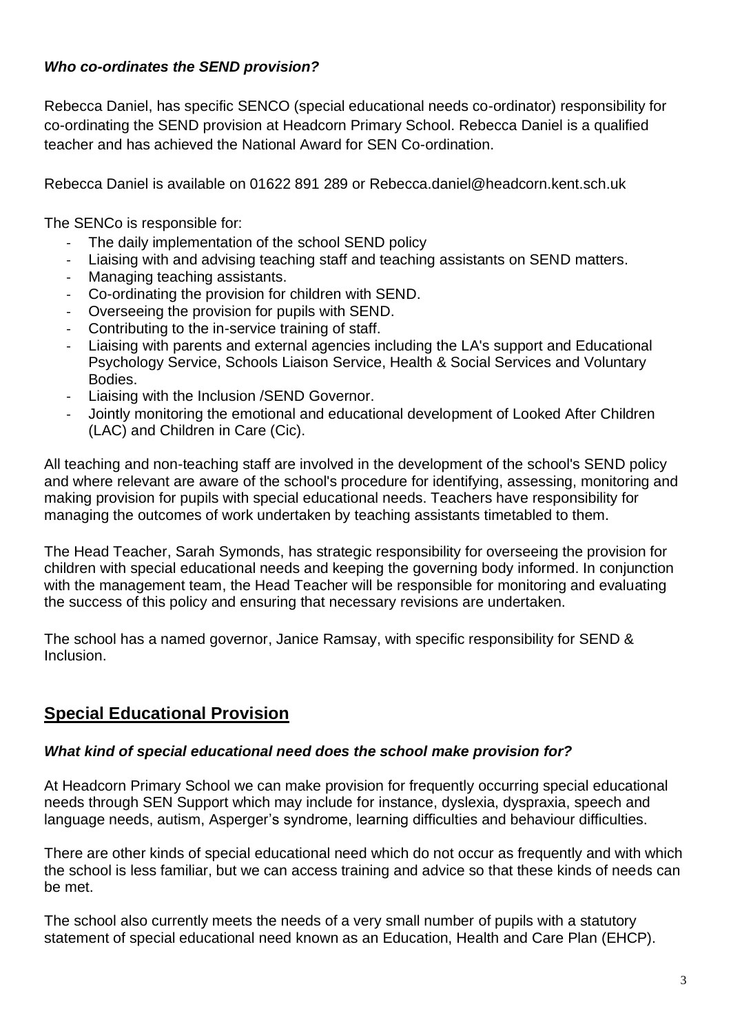***Who co-ordinates the SEND provision?***

Rebecca Daniel, has specific SENCO (special educational needs co-ordinator) responsibility for co-ordinating the SEND provision at Headcorn Primary School. Rebecca Daniel is a qualified teacher and has achieved the National Award for SEN Co-ordination.

Rebecca Daniel is available on 01622 891 289 or Rebecca.daniel@headcorn.kent.sch.uk

The SENCo is responsible for:

- The daily implementation of the school SEND policy
- Liaising with and advising teaching staff and teaching assistants on SEND matters.
- Managing teaching assistants.
- Co-ordinating the provision for children with SEND.
- Overseeing the provision for pupils with SEND.
- Contributing to the in-service training of staff.
- Liaising with parents and external agencies including the LA's support and Educational Psychology Service, Schools Liaison Service, Health & Social Services and Voluntary Bodies.
- Liaising with the Inclusion /SEND Governor.
- Jointly monitoring the emotional and educational development of Looked After Children (LAC) and Children in Care (Cic).

All teaching and non-teaching staff are involved in the development of the school's SEND policy and where relevant are aware of the school's procedure for identifying, assessing, monitoring and making provision for pupils with special educational needs. Teachers have responsibility for managing the outcomes of work undertaken by teaching assistants timetabled to them.

The Head Teacher, Sarah Symonds, has strategic responsibility for overseeing the provision for children with special educational needs and keeping the governing body informed. In conjunction with the management team, the Head Teacher will be responsible for monitoring and evaluating the success of this policy and ensuring that necessary revisions are undertaken.

The school has a named governor, Janice Ramsay, with specific responsibility for SEND & Inclusion.

## <u>Special Educational Provision</u>

***What kind of special educational need does the school make provision for?***

At Headcorn Primary School we can make provision for frequently occurring special educational needs through SEN Support which may include for instance, dyslexia, dyspraxia, speech and language needs, autism, Asperger's syndrome, learning difficulties and behaviour difficulties.

There are other kinds of special educational need which do not occur as frequently and with which the school is less familiar, but we can access training and advice so that these kinds of needs can be met.

The school also currently meets the needs of a very small number of pupils with a statutory statement of special educational need known as an Education, Health and Care Plan (EHCP).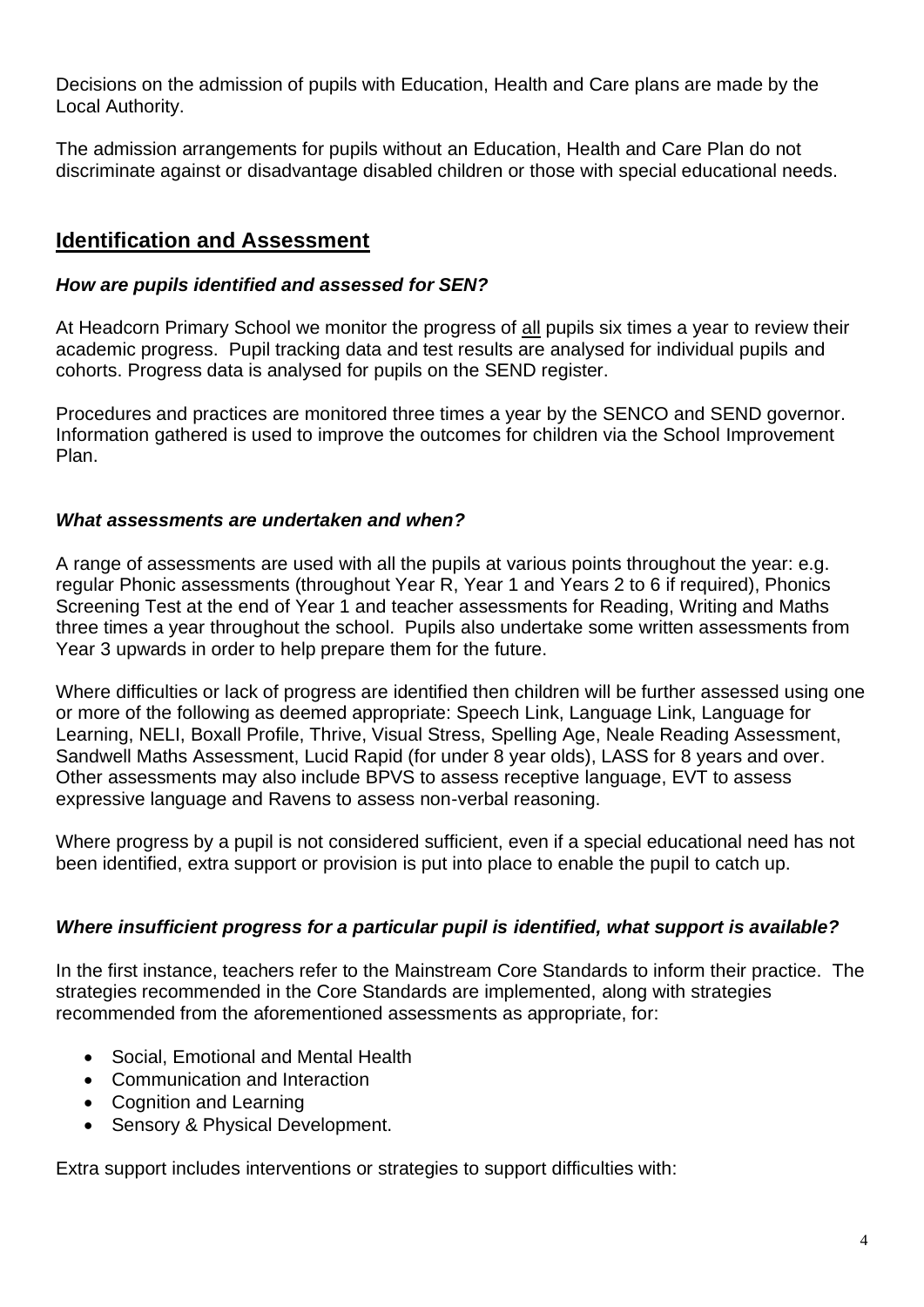Decisions on the admission of pupils with Education, Health and Care plans are made by the Local Authority.

The admission arrangements for pupils without an Education, Health and Care Plan do not discriminate against or disadvantage disabled children or those with special educational needs.

## Identification and Assessment

### *How are pupils identified and assessed for SEN?*

At Headcorn Primary School we monitor the progress of all pupils six times a year to review their academic progress. Pupil tracking data and test results are analysed for individual pupils and cohorts. Progress data is analysed for pupils on the SEND register.

Procedures and practices are monitored three times a year by the SENCO and SEND governor. Information gathered is used to improve the outcomes for children via the School Improvement Plan.

### *What assessments are undertaken and when?*

A range of assessments are used with all the pupils at various points throughout the year: e.g. regular Phonic assessments (throughout Year R, Year 1 and Years 2 to 6 if required), Phonics Screening Test at the end of Year 1 and teacher assessments for Reading, Writing and Maths three times a year throughout the school. Pupils also undertake some written assessments from Year 3 upwards in order to help prepare them for the future.

Where difficulties or lack of progress are identified then children will be further assessed using one or more of the following as deemed appropriate: Speech Link, Language Link, Language for Learning, NELI, Boxall Profile, Thrive, Visual Stress, Spelling Age, Neale Reading Assessment, Sandwell Maths Assessment, Lucid Rapid (for under 8 year olds), LASS for 8 years and over. Other assessments may also include BPVS to assess receptive language, EVT to assess expressive language and Ravens to assess non-verbal reasoning.

Where progress by a pupil is not considered sufficient, even if a special educational need has not been identified, extra support or provision is put into place to enable the pupil to catch up.

### *Where insufficient progress for a particular pupil is identified, what support is available?*

In the first instance, teachers refer to the Mainstream Core Standards to inform their practice. The strategies recommended in the Core Standards are implemented, along with strategies recommended from the aforementioned assessments as appropriate, for:

- Social, Emotional and Mental Health
- Communication and Interaction
- Cognition and Learning
- Sensory & Physical Development.

Extra support includes interventions or strategies to support difficulties with: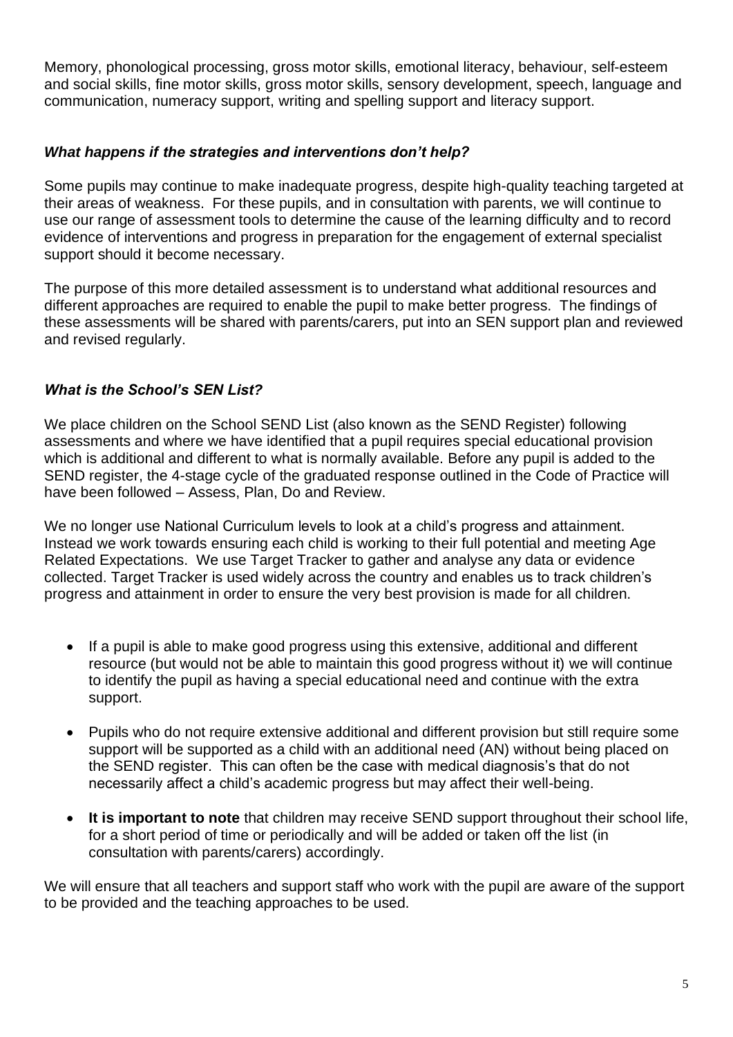Memory, phonological processing, gross motor skills, emotional literacy, behaviour, self-esteem and social skills, fine motor skills, gross motor skills, sensory development, speech, language and communication, numeracy support, writing and spelling support and literacy support.

### *What happens if the strategies and interventions don't help?*

Some pupils may continue to make inadequate progress, despite high-quality teaching targeted at their areas of weakness. For these pupils, and in consultation with parents, we will continue to use our range of assessment tools to determine the cause of the learning difficulty and to record evidence of interventions and progress in preparation for the engagement of external specialist support should it become necessary.

The purpose of this more detailed assessment is to understand what additional resources and different approaches are required to enable the pupil to make better progress. The findings of these assessments will be shared with parents/carers, put into an SEN support plan and reviewed and revised regularly.

### *What is the School's SEN List?*

We place children on the School SEND List (also known as the SEND Register) following assessments and where we have identified that a pupil requires special educational provision which is additional and different to what is normally available. Before any pupil is added to the SEND register, the 4-stage cycle of the graduated response outlined in the Code of Practice will have been followed – Assess, Plan, Do and Review.

We no longer use National Curriculum levels to look at a child's progress and attainment. Instead we work towards ensuring each child is working to their full potential and meeting Age Related Expectations. We use Target Tracker to gather and analyse any data or evidence collected. Target Tracker is used widely across the country and enables us to track children's progress and attainment in order to ensure the very best provision is made for all children.

- If a pupil is able to make good progress using this extensive, additional and different resource (but would not be able to maintain this good progress without it) we will continue to identify the pupil as having a special educational need and continue with the extra support.
- Pupils who do not require extensive additional and different provision but still require some support will be supported as a child with an additional need (AN) without being placed on the SEND register. This can often be the case with medical diagnosis's that do not necessarily affect a child's academic progress but may affect their well-being.
- **It is important to note** that children may receive SEND support throughout their school life, for a short period of time or periodically and will be added or taken off the list (in consultation with parents/carers) accordingly.

We will ensure that all teachers and support staff who work with the pupil are aware of the support to be provided and the teaching approaches to be used.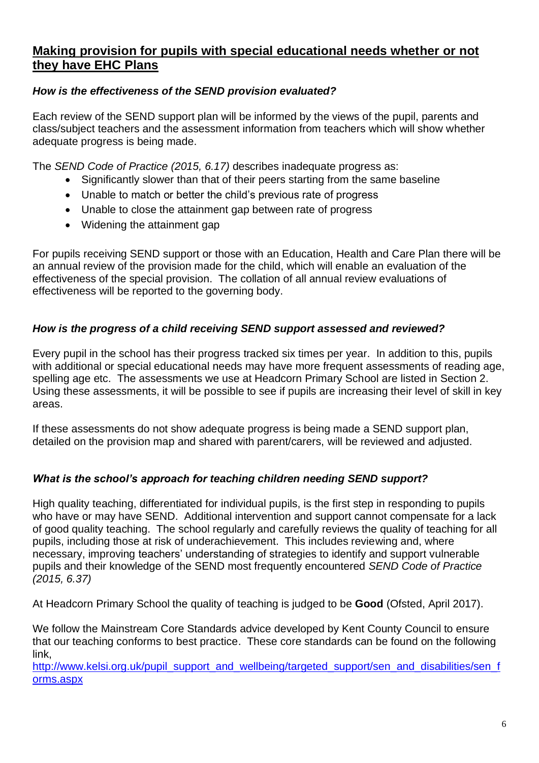## Making provision for pupils with special educational needs whether or not they have EHC Plans

### *How is the effectiveness of the SEND provision evaluated?*

Each review of the SEND support plan will be informed by the views of the pupil, parents and class/subject teachers and the assessment information from teachers which will show whether adequate progress is being made.

The *SEND Code of Practice (2015, 6.17)* describes inadequate progress as:

- Significantly slower than that of their peers starting from the same baseline
- Unable to match or better the child's previous rate of progress
- Unable to close the attainment gap between rate of progress
- Widening the attainment gap

For pupils receiving SEND support or those with an Education, Health and Care Plan there will be an annual review of the provision made for the child, which will enable an evaluation of the effectiveness of the special provision. The collation of all annual review evaluations of effectiveness will be reported to the governing body.

### *How is the progress of a child receiving SEND support assessed and reviewed?*

Every pupil in the school has their progress tracked six times per year. In addition to this, pupils with additional or special educational needs may have more frequent assessments of reading age, spelling age etc. The assessments we use at Headcorn Primary School are listed in Section 2. Using these assessments, it will be possible to see if pupils are increasing their level of skill in key areas.

If these assessments do not show adequate progress is being made a SEND support plan, detailed on the provision map and shared with parent/carers, will be reviewed and adjusted.

### *What is the school's approach for teaching children needing SEND support?*

High quality teaching, differentiated for individual pupils, is the first step in responding to pupils who have or may have SEND. Additional intervention and support cannot compensate for a lack of good quality teaching. The school regularly and carefully reviews the quality of teaching for all pupils, including those at risk of underachievement. This includes reviewing and, where necessary, improving teachers' understanding of strategies to identify and support vulnerable pupils and their knowledge of the SEND most frequently encountered *SEND Code of Practice (2015, 6.37)*

At Headcorn Primary School the quality of teaching is judged to be **Good** (Ofsted, April 2017).

We follow the Mainstream Core Standards advice developed by Kent County Council to ensure that our teaching conforms to best practice. These core standards can be found on the following link,
[http://www.kelsi.org.uk/pupil_support_and_wellbeing/targeted_support/sen_and_disabilities/sen_forms.aspx](http://www.kelsi.org.uk/pupil_support_and_wellbeing/targeted_support/sen_and_disabilities/sen_forms.aspx)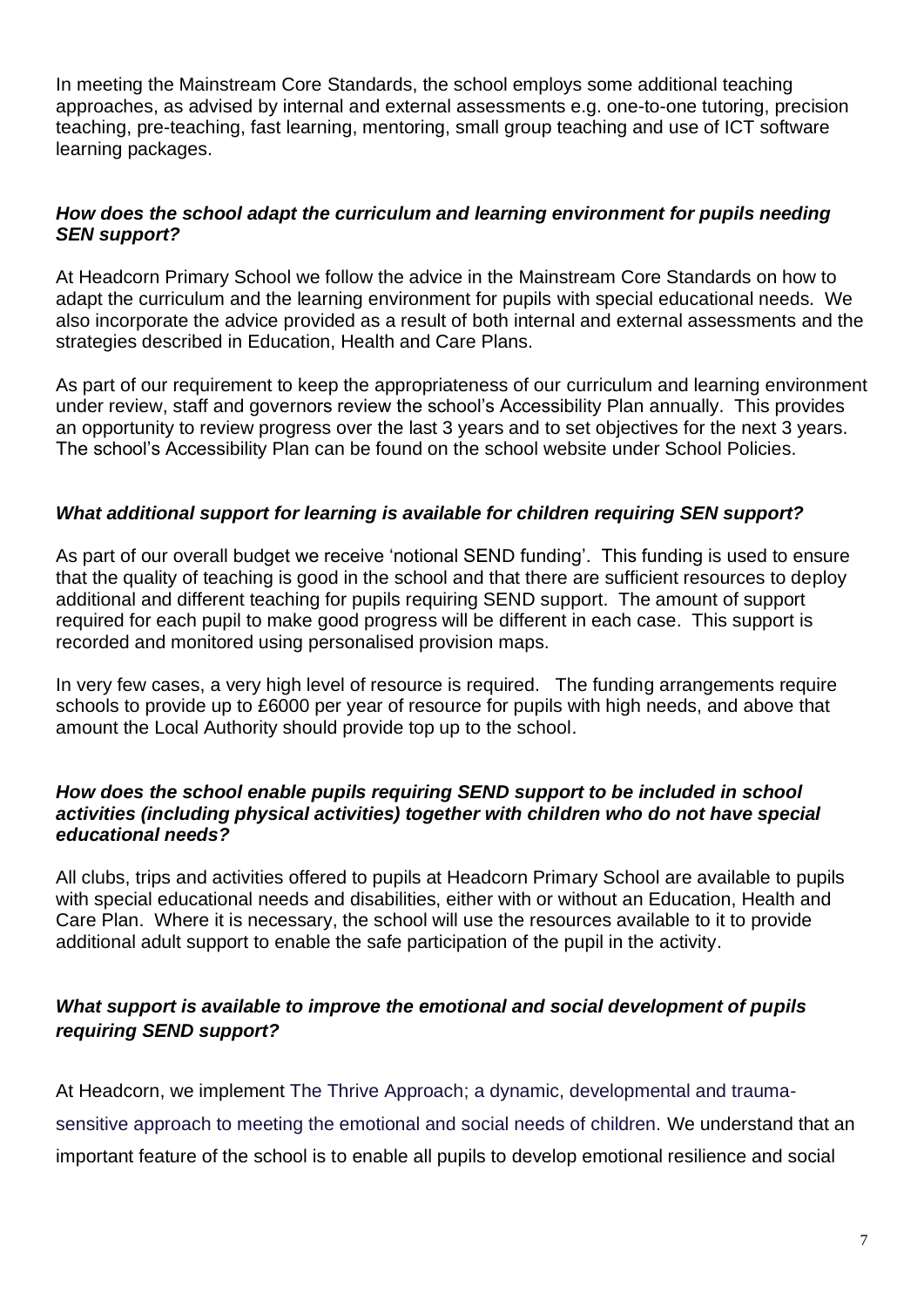In meeting the Mainstream Core Standards, the school employs some additional teaching approaches, as advised by internal and external assessments e.g. one-to-one tutoring, precision teaching, pre-teaching, fast learning, mentoring, small group teaching and use of ICT software learning packages.

***How does the school adapt the curriculum and learning environment for pupils needing SEN support?***

At Headcorn Primary School we follow the advice in the Mainstream Core Standards on how to adapt the curriculum and the learning environment for pupils with special educational needs. We also incorporate the advice provided as a result of both internal and external assessments and the strategies described in Education, Health and Care Plans.

As part of our requirement to keep the appropriateness of our curriculum and learning environment under review, staff and governors review the school's Accessibility Plan annually. This provides an opportunity to review progress over the last 3 years and to set objectives for the next 3 years. The school's Accessibility Plan can be found on the school website under School Policies.

***What additional support for learning is available for children requiring SEN support?***

As part of our overall budget we receive 'notional SEND funding'. This funding is used to ensure that the quality of teaching is good in the school and that there are sufficient resources to deploy additional and different teaching for pupils requiring SEND support. The amount of support required for each pupil to make good progress will be different in each case. This support is recorded and monitored using personalised provision maps.

In very few cases, a very high level of resource is required. The funding arrangements require schools to provide up to £6000 per year of resource for pupils with high needs, and above that amount the Local Authority should provide top up to the school.

***How does the school enable pupils requiring SEND support to be included in school activities (including physical activities) together with children who do not have special educational needs?***

All clubs, trips and activities offered to pupils at Headcorn Primary School are available to pupils with special educational needs and disabilities, either with or without an Education, Health and Care Plan. Where it is necessary, the school will use the resources available to it to provide additional adult support to enable the safe participation of the pupil in the activity.

***What support is available to improve the emotional and social development of pupils requiring SEND support?***

At Headcorn, we implement The Thrive Approach; a dynamic, developmental and trauma-sensitive approach to meeting the emotional and social needs of children. We understand that an important feature of the school is to enable all pupils to develop emotional resilience and social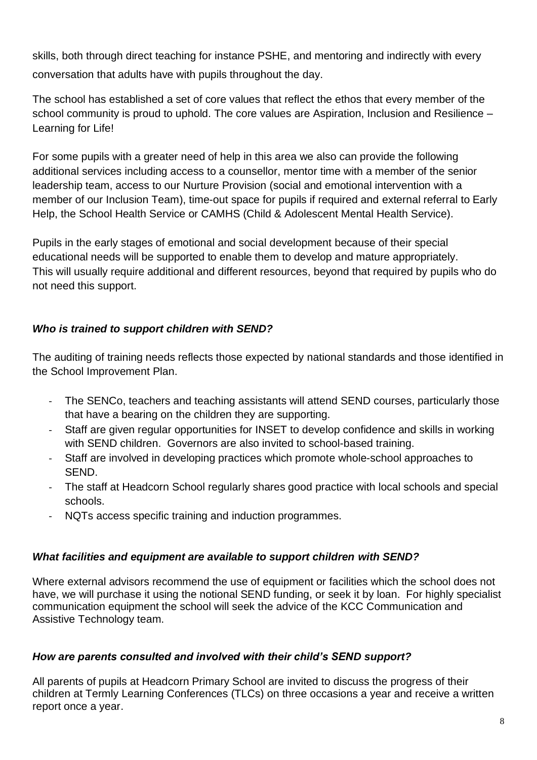skills, both through direct teaching for instance PSHE, and mentoring and indirectly with every conversation that adults have with pupils throughout the day.

The school has established a set of core values that reflect the ethos that every member of the school community is proud to uphold. The core values are Aspiration, Inclusion and Resilience – Learning for Life!

For some pupils with a greater need of help in this area we also can provide the following additional services including access to a counsellor, mentor time with a member of the senior leadership team, access to our Nurture Provision (social and emotional intervention with a member of our Inclusion Team), time-out space for pupils if required and external referral to Early Help, the School Health Service or CAMHS (Child & Adolescent Mental Health Service).

Pupils in the early stages of emotional and social development because of their special educational needs will be supported to enable them to develop and mature appropriately. This will usually require additional and different resources, beyond that required by pupils who do not need this support.

### *Who is trained to support children with SEND?*

The auditing of training needs reflects those expected by national standards and those identified in the School Improvement Plan.

- The SENCo, teachers and teaching assistants will attend SEND courses, particularly those that have a bearing on the children they are supporting.
- Staff are given regular opportunities for INSET to develop confidence and skills in working with SEND children. Governors are also invited to school-based training.
- Staff are involved in developing practices which promote whole-school approaches to SEND.
- The staff at Headcorn School regularly shares good practice with local schools and special schools.
- NQTs access specific training and induction programmes.

### *What facilities and equipment are available to support children with SEND?*

Where external advisors recommend the use of equipment or facilities which the school does not have, we will purchase it using the notional SEND funding, or seek it by loan. For highly specialist communication equipment the school will seek the advice of the KCC Communication and Assistive Technology team.

### *How are parents consulted and involved with their child's SEND support?*

All parents of pupils at Headcorn Primary School are invited to discuss the progress of their children at Termly Learning Conferences (TLCs) on three occasions a year and receive a written report once a year.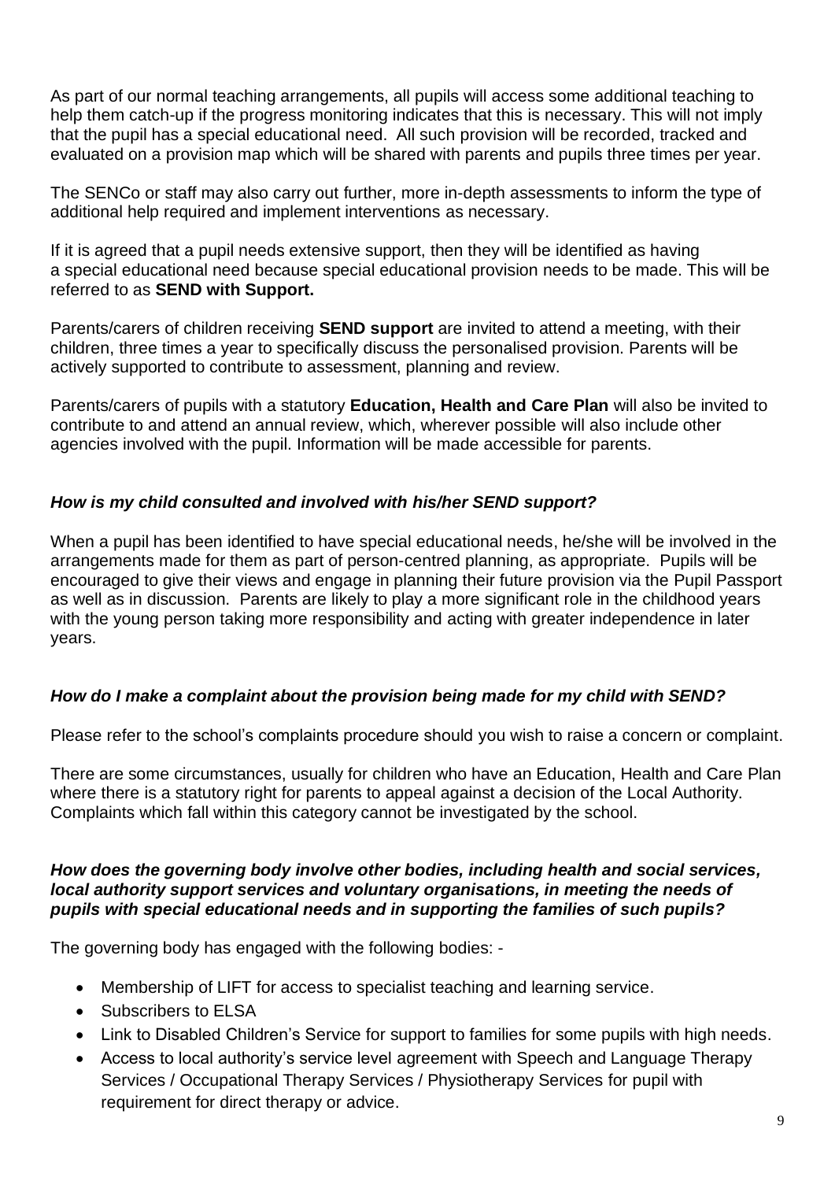As part of our normal teaching arrangements, all pupils will access some additional teaching to help them catch-up if the progress monitoring indicates that this is necessary. This will not imply that the pupil has a special educational need. All such provision will be recorded, tracked and evaluated on a provision map which will be shared with parents and pupils three times per year.

The SENCo or staff may also carry out further, more in-depth assessments to inform the type of additional help required and implement interventions as necessary.

If it is agreed that a pupil needs extensive support, then they will be identified as having a special educational need because special educational provision needs to be made. This will be referred to as **SEND with Support.**

Parents/carers of children receiving **SEND support** are invited to attend a meeting, with their children, three times a year to specifically discuss the personalised provision. Parents will be actively supported to contribute to assessment, planning and review.

Parents/carers of pupils with a statutory **Education, Health and Care Plan** will also be invited to contribute to and attend an annual review, which, wherever possible will also include other agencies involved with the pupil. Information will be made accessible for parents.

### *How is my child consulted and involved with his/her SEND support?*

When a pupil has been identified to have special educational needs, he/she will be involved in the arrangements made for them as part of person-centred planning, as appropriate. Pupils will be encouraged to give their views and engage in planning their future provision via the Pupil Passport as well as in discussion. Parents are likely to play a more significant role in the childhood years with the young person taking more responsibility and acting with greater independence in later years.

### *How do I make a complaint about the provision being made for my child with SEND?*

Please refer to the school's complaints procedure should you wish to raise a concern or complaint.

There are some circumstances, usually for children who have an Education, Health and Care Plan where there is a statutory right for parents to appeal against a decision of the Local Authority. Complaints which fall within this category cannot be investigated by the school.

### *How does the governing body involve other bodies, including health and social services, local authority support services and voluntary organisations, in meeting the needs of pupils with special educational needs and in supporting the families of such pupils?*

The governing body has engaged with the following bodies: -

- Membership of LIFT for access to specialist teaching and learning service.
- Subscribers to ELSA
- Link to Disabled Children's Service for support to families for some pupils with high needs.
- Access to local authority's service level agreement with Speech and Language Therapy Services / Occupational Therapy Services / Physiotherapy Services for pupil with requirement for direct therapy or advice.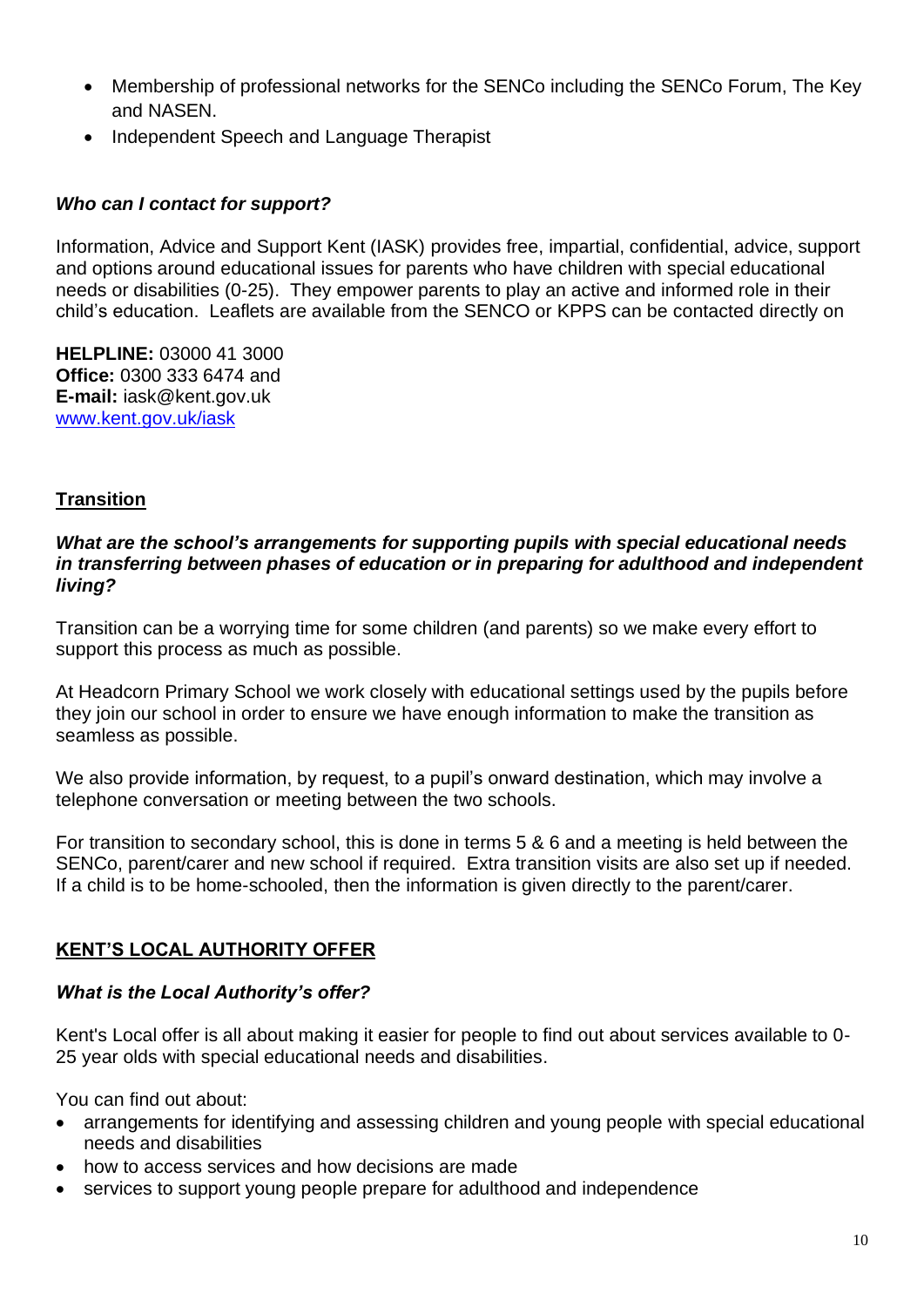- Membership of professional networks for the SENCo including the SENCo Forum, The Key and NASEN.
- Independent Speech and Language Therapist

***Who can I contact for support?***

Information, Advice and Support Kent (IASK) provides free, impartial, confidential, advice, support and options around educational issues for parents who have children with special educational needs or disabilities (0-25). They empower parents to play an active and informed role in their child's education. Leaflets are available from the SENCO or KPPS can be contacted directly on

**HELPLINE:** 03000 41 3000
**Office:** 0300 333 6474 and
**E-mail:** iask@kent.gov.uk
[www.kent.gov.uk/iask](http://www.kent.gov.uk/iask)

## Transition

***What are the school's arrangements for supporting pupils with special educational needs in transferring between phases of education or in preparing for adulthood and independent living?***

Transition can be a worrying time for some children (and parents) so we make every effort to support this process as much as possible.

At Headcorn Primary School we work closely with educational settings used by the pupils before they join our school in order to ensure we have enough information to make the transition as seamless as possible.

We also provide information, by request, to a pupil's onward destination, which may involve a telephone conversation or meeting between the two schools.

For transition to secondary school, this is done in terms 5 & 6 and a meeting is held between the SENCo, parent/carer and new school if required. Extra transition visits are also set up if needed. If a child is to be home-schooled, then the information is given directly to the parent/carer.

## KENT'S LOCAL AUTHORITY OFFER

***What is the Local Authority's offer?***

Kent's Local offer is all about making it easier for people to find out about services available to 0-25 year olds with special educational needs and disabilities.

You can find out about:

- arrangements for identifying and assessing children and young people with special educational needs and disabilities
- how to access services and how decisions are made
- services to support young people prepare for adulthood and independence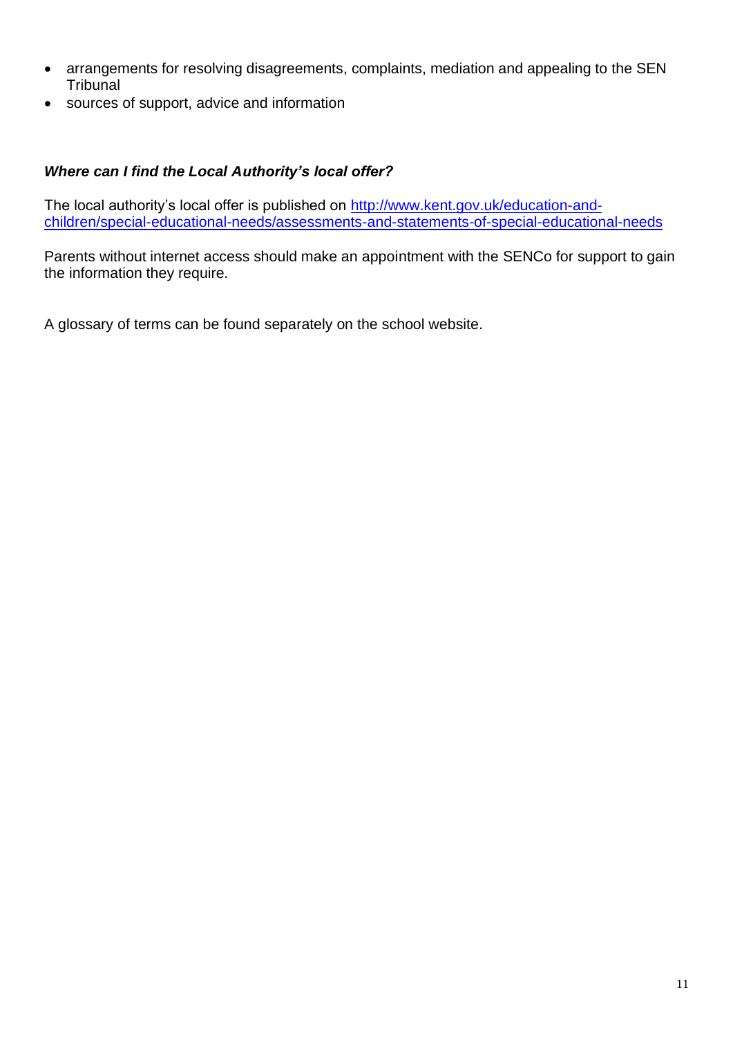- arrangements for resolving disagreements, complaints, mediation and appealing to the SEN Tribunal
- sources of support, advice and information

***Where can I find the Local Authority's local offer?***

The local authority's local offer is published on [http://www.kent.gov.uk/education-and-children/special-educational-needs/assessments-and-statements-of-special-educational-needs](http://www.kent.gov.uk/education-and-children/special-educational-needs/assessments-and-statements-of-special-educational-needs)

Parents without internet access should make an appointment with the SENCo for support to gain the information they require.

A glossary of terms can be found separately on the school website.